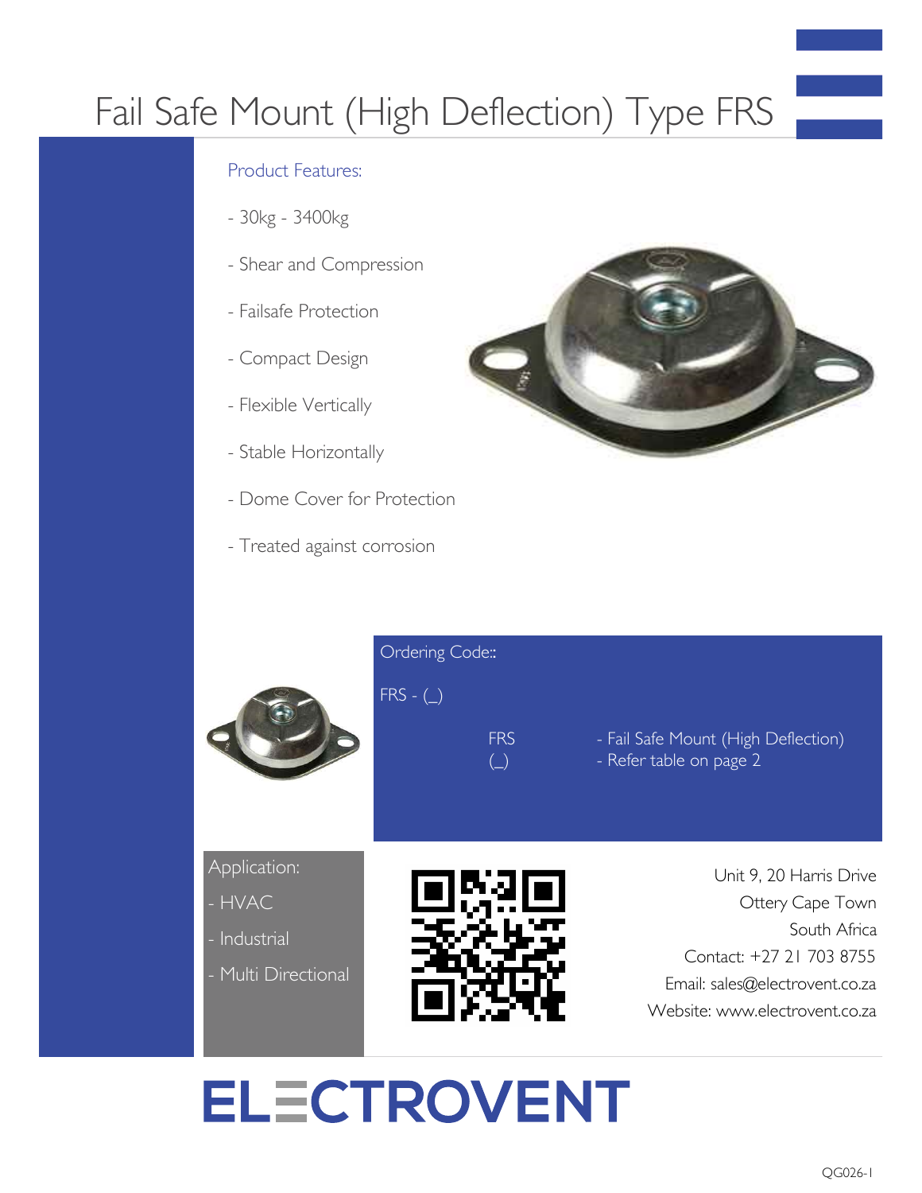# Fail Safe Mount (High Deflection) Type FRS

## Product Features:

- 30kg - 3400kg
- Shear and Compression
- Failsafe Protection
- Compact Design
- Flexible Vertically
- Stable Horizontally
- Dome Cover for Protection
- Treated against corrosion

## Ordering Code::

FRS - (_)

| | |
|---|---|
| FRS | - Fail Safe Mount (High Deflection) |
| (_) | - Refer table on page 2 |

## Application:

- HVAC
- Industrial
- Multi Directional

Unit 9, 20 Harris Drive
Ottery Cape Town
South Africa
Contact: +27 21 703 8755
Email: sales@electrovent.co.za
Website: www.electrovent.co.za

ELECTROVENT

QG026-1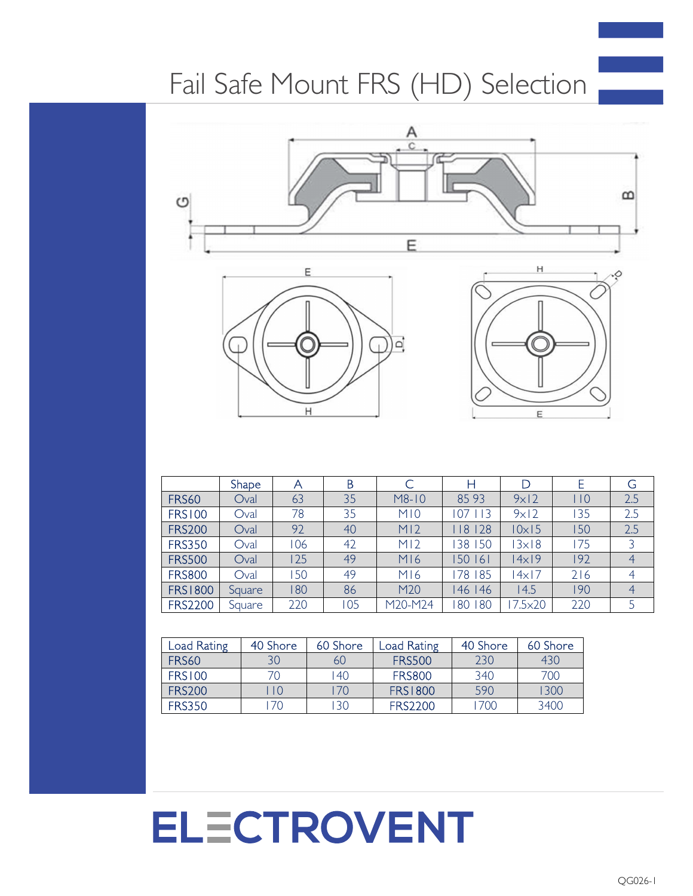# Fail Safe Mount FRS (HD) Selection

|  | Shape | A | B | C | H | D | E | G |
|---|---|---|---|---|---|---|---|---|
| FRS60 | Oval | 63 | 35 | M8-10 | 85 93 | 9x12 | 110 | 2.5 |
| FRS100 | Oval | 78 | 35 | M10 | 107 113 | 9x12 | 135 | 2.5 |
| FRS200 | Oval | 92 | 40 | M12 | 118 128 | 10x15 | 150 | 2.5 |
| FRS350 | Oval | 106 | 42 | M12 | 138 150 | 13x18 | 175 | 3 |
| FRS500 | Oval | 125 | 49 | M16 | 150 161 | 14x19 | 192 | 4 |
| FRS800 | Oval | 150 | 49 | M16 | 178 185 | 14x17 | 216 | 4 |
| FRS1800 | Square | 180 | 86 | M20 | 146 146 | 14.5 | 190 | 4 |
| FRS2200 | Square | 220 | 105 | M20-M24 | 180 180 | 17.5x20 | 220 | 5 |

| Load Rating | 40 Shore | 60 Shore | Load Rating | 40 Shore | 60 Shore |
|---|---|---|---|---|---|
| FRS60 | 30 | 60 | FRS500 | 230 | 430 |
| FRS100 | 70 | 140 | FRS800 | 340 | 700 |
| FRS200 | 110 | 170 | FRS1800 | 590 | 1300 |
| FRS350 | 170 | 130 | FRS2200 | 1700 | 3400 |

ELECTROVENT

QG026-1